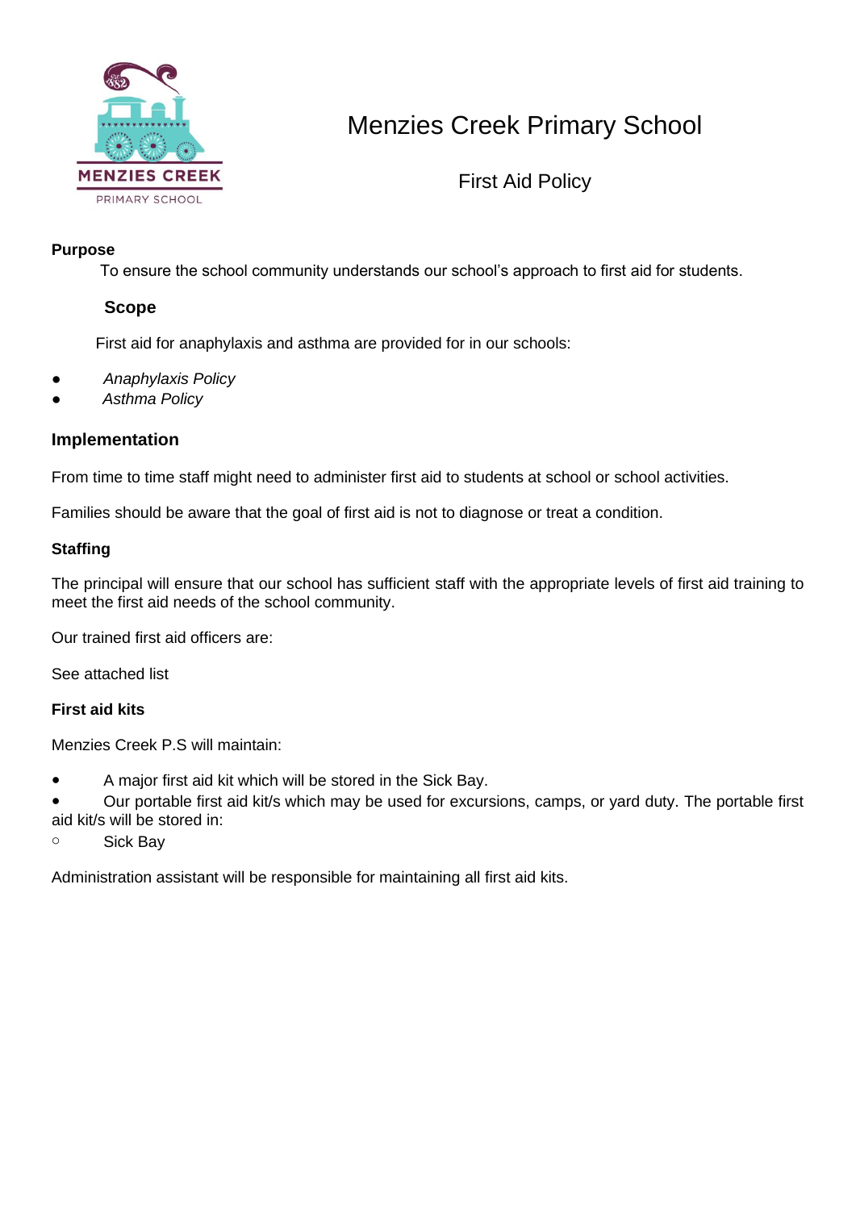MENZIES CREEK

PRIMARY SCHOOL

# Menzies Creek Primary School

## First Aid Policy

**Purpose**

To ensure the school community understands our school's approach to first aid for students.

**Scope**

First aid for anaphylaxis and asthma are provided for in our schools:

- *Anaphylaxis Policy*
- *Asthma Policy*

**Implementation**

From time to time staff might need to administer first aid to students at school or school activities.

Families should be aware that the goal of first aid is not to diagnose or treat a condition.

**Staffing**

The principal will ensure that our school has sufficient staff with the appropriate levels of first aid training to meet the first aid needs of the school community.

Our trained first aid officers are:

See attached list

**First aid kits**

Menzies Creek P.S will maintain:

- A major first aid kit which will be stored in the Sick Bay.
- Our portable first aid kit/s which may be used for excursions, camps, or yard duty. The portable first aid kit/s will be stored in:
  - Sick Bay

Administration assistant will be responsible for maintaining all first aid kits.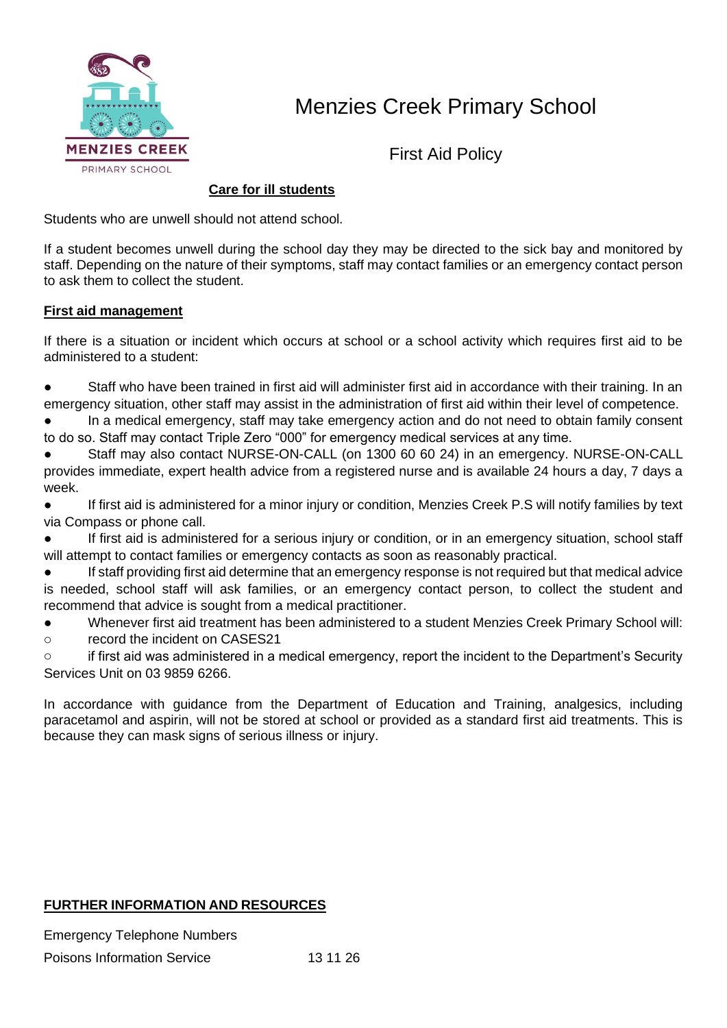# Menzies Creek Primary School

## First Aid Policy

**Care for ill students**

Students who are unwell should not attend school.

If a student becomes unwell during the school day they may be directed to the sick bay and monitored by staff. Depending on the nature of their symptoms, staff may contact families or an emergency contact person to ask them to collect the student.

**First aid management**

If there is a situation or incident which occurs at school or a school activity which requires first aid to be administered to a student:

- Staff who have been trained in first aid will administer first aid in accordance with their training. In an emergency situation, other staff may assist in the administration of first aid within their level of competence.
- In a medical emergency, staff may take emergency action and do not need to obtain family consent to do so. Staff may contact Triple Zero "000" for emergency medical services at any time.
- Staff may also contact NURSE-ON-CALL (on 1300 60 60 24) in an emergency. NURSE-ON-CALL provides immediate, expert health advice from a registered nurse and is available 24 hours a day, 7 days a week.
- If first aid is administered for a minor injury or condition, Menzies Creek P.S will notify families by text via Compass or phone call.
- If first aid is administered for a serious injury or condition, or in an emergency situation, school staff will attempt to contact families or emergency contacts as soon as reasonably practical.
- If staff providing first aid determine that an emergency response is not required but that medical advice is needed, school staff will ask families, or an emergency contact person, to collect the student and recommend that advice is sought from a medical practitioner.
- Whenever first aid treatment has been administered to a student Menzies Creek Primary School will:
  - record the incident on CASES21
  - if first aid was administered in a medical emergency, report the incident to the Department's Security Services Unit on 03 9859 6266.

In accordance with guidance from the Department of Education and Training, analgesics, including paracetamol and aspirin, will not be stored at school or provided as a standard first aid treatments. This is because they can mask signs of serious illness or injury.

**FURTHER INFORMATION AND RESOURCES**

Emergency Telephone Numbers

Poisons Information Service 13 11 26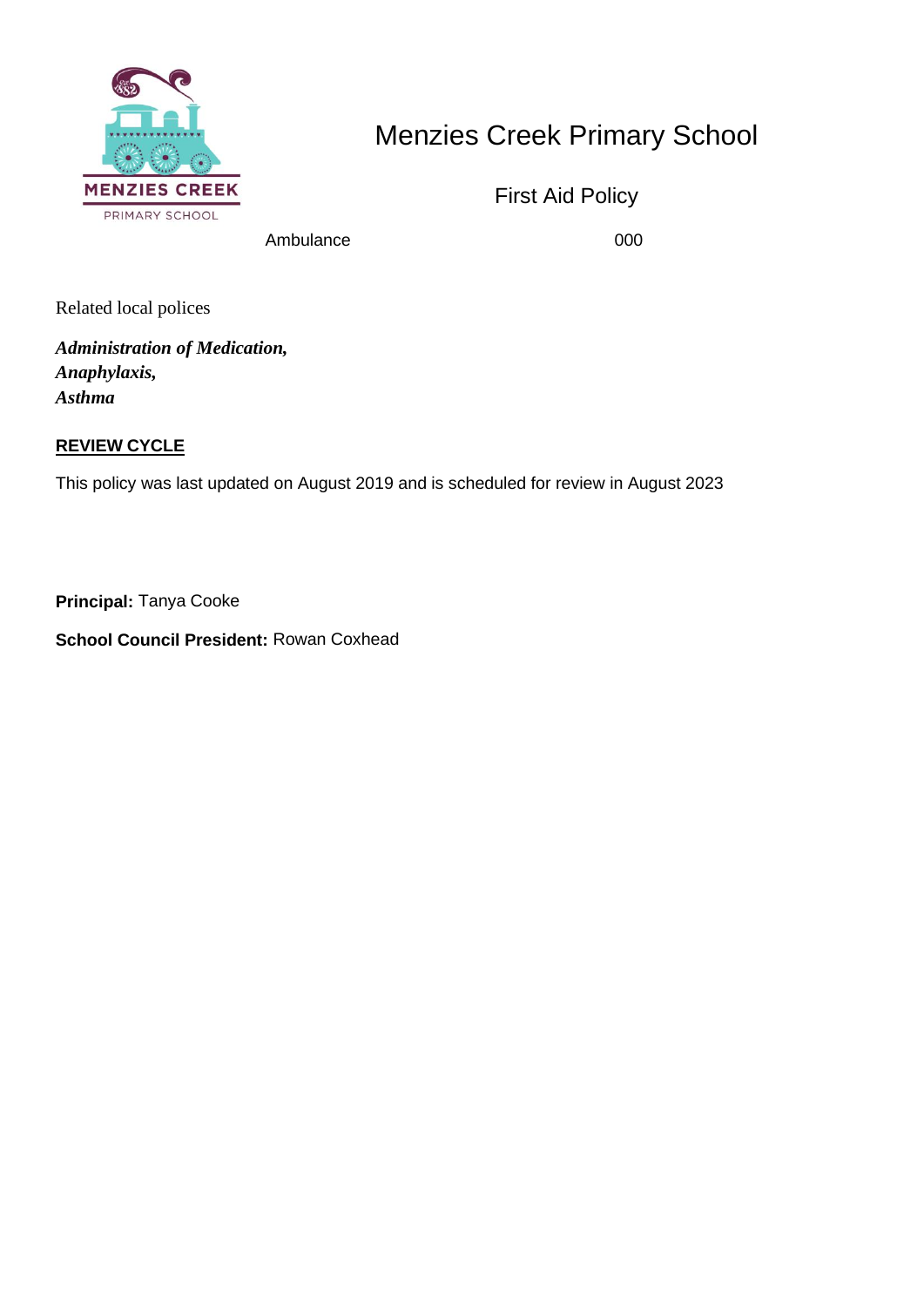# Menzies Creek Primary School

## First Aid Policy

| | |
|---|---|
| Ambulance | 000 |

Related local polices

***Administration of Medication,***
***Anaphylaxis,***
***Asthma***

**REVIEW CYCLE**

This policy was last updated on August 2019 and is scheduled for review in August 2023

**Principal:** Tanya Cooke

**School Council President:** Rowan Coxhead